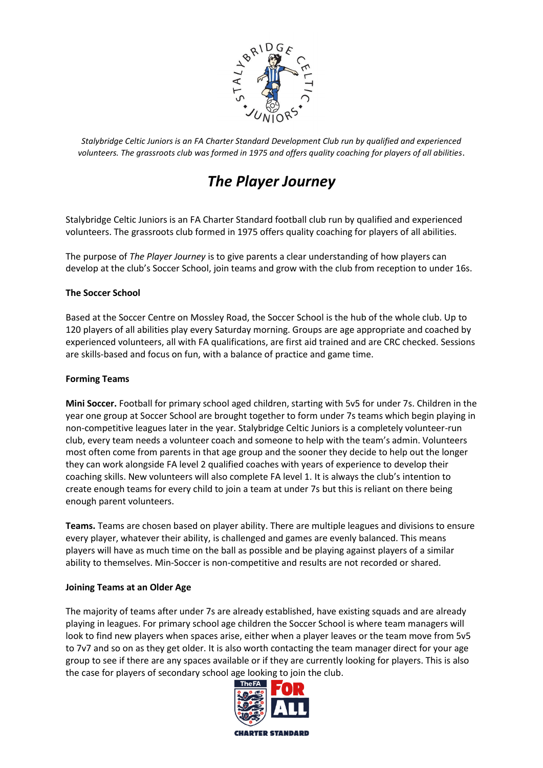*Stalybridge Celtic Juniors is an FA Charter Standard Development Club run by qualified and experienced volunteers. The grassroots club was formed in 1975 and offers quality coaching for players of all abilities.*

# *The Player Journey*

Stalybridge Celtic Juniors is an FA Charter Standard football club run by qualified and experienced volunteers. The grassroots club formed in 1975 offers quality coaching for players of all abilities.

The purpose of *The Player Journey* is to give parents a clear understanding of how players can develop at the club's Soccer School, join teams and grow with the club from reception to under 16s.

**The Soccer School**

Based at the Soccer Centre on Mossley Road, the Soccer School is the hub of the whole club. Up to 120 players of all abilities play every Saturday morning. Groups are age appropriate and coached by experienced volunteers, all with FA qualifications, are first aid trained and are CRC checked. Sessions are skills-based and focus on fun, with a balance of practice and game time.

**Forming Teams**

**Mini Soccer.** Football for primary school aged children, starting with 5v5 for under 7s. Children in the year one group at Soccer School are brought together to form under 7s teams which begin playing in non-competitive leagues later in the year. Stalybridge Celtic Juniors is a completely volunteer-run club, every team needs a volunteer coach and someone to help with the team's admin. Volunteers most often come from parents in that age group and the sooner they decide to help out the longer they can work alongside FA level 2 qualified coaches with years of experience to develop their coaching skills. New volunteers will also complete FA level 1. It is always the club's intention to create enough teams for every child to join a team at under 7s but this is reliant on there being enough parent volunteers.

**Teams.** Teams are chosen based on player ability. There are multiple leagues and divisions to ensure every player, whatever their ability, is challenged and games are evenly balanced. This means players will have as much time on the ball as possible and be playing against players of a similar ability to themselves. Min-Soccer is non-competitive and results are not recorded or shared.

**Joining Teams at an Older Age**

The majority of teams after under 7s are already established, have existing squads and are already playing in leagues. For primary school age children the Soccer School is where team managers will look to find new players when spaces arise, either when a player leaves or the team move from 5v5 to 7v7 and so on as they get older. It is also worth contacting the team manager direct for your age group to see if there are any spaces available or if they are currently looking for players. This is also the case for players of secondary school age looking to join the club.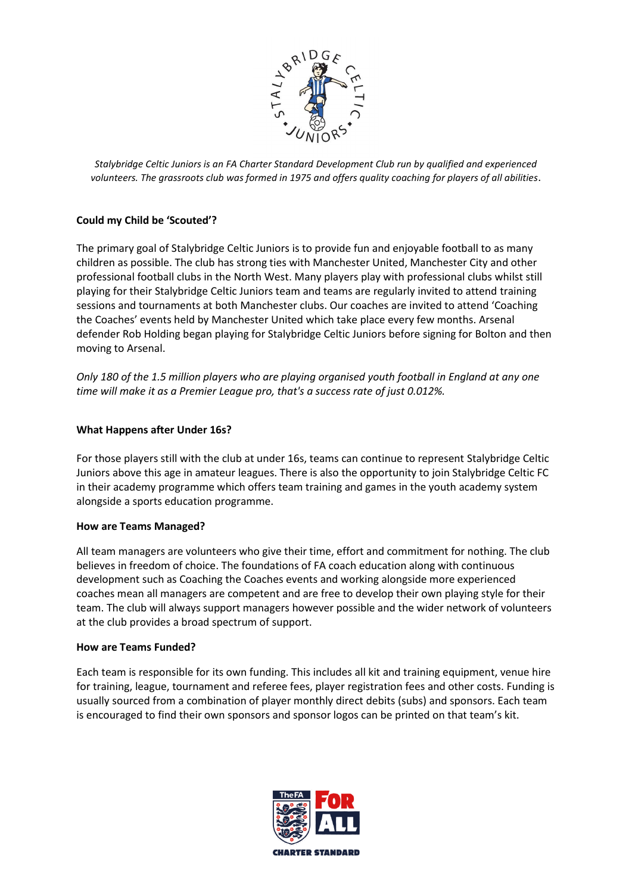*Stalybridge Celtic Juniors is an FA Charter Standard Development Club run by qualified and experienced volunteers. The grassroots club was formed in 1975 and offers quality coaching for players of all abilities.*

**Could my Child be 'Scouted'?**

The primary goal of Stalybridge Celtic Juniors is to provide fun and enjoyable football to as many children as possible. The club has strong ties with Manchester United, Manchester City and other professional football clubs in the North West. Many players play with professional clubs whilst still playing for their Stalybridge Celtic Juniors team and teams are regularly invited to attend training sessions and tournaments at both Manchester clubs. Our coaches are invited to attend 'Coaching the Coaches' events held by Manchester United which take place every few months. Arsenal defender Rob Holding began playing for Stalybridge Celtic Juniors before signing for Bolton and then moving to Arsenal.

*Only 180 of the 1.5 million players who are playing organised youth football in England at any one time will make it as a Premier League pro, that's a success rate of just 0.012%.*

**What Happens after Under 16s?**

For those players still with the club at under 16s, teams can continue to represent Stalybridge Celtic Juniors above this age in amateur leagues. There is also the opportunity to join Stalybridge Celtic FC in their academy programme which offers team training and games in the youth academy system alongside a sports education programme.

**How are Teams Managed?**

All team managers are volunteers who give their time, effort and commitment for nothing. The club believes in freedom of choice. The foundations of FA coach education along with continuous development such as Coaching the Coaches events and working alongside more experienced coaches mean all managers are competent and are free to develop their own playing style for their team. The club will always support managers however possible and the wider network of volunteers at the club provides a broad spectrum of support.

**How are Teams Funded?**

Each team is responsible for its own funding. This includes all kit and training equipment, venue hire for training, league, tournament and referee fees, player registration fees and other costs. Funding is usually sourced from a combination of player monthly direct debits (subs) and sponsors. Each team is encouraged to find their own sponsors and sponsor logos can be printed on that team's kit.